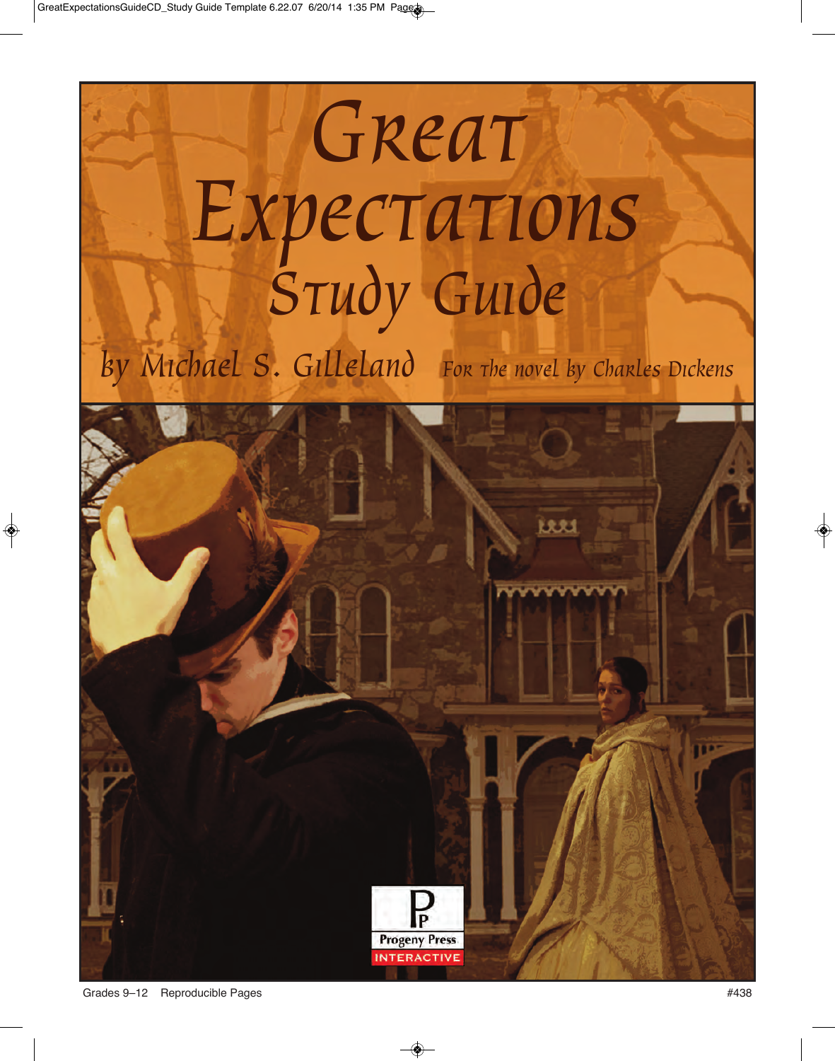# Great Expectations
## Study Guide

by Michael S. Gilleland

For the novel by Charles Dickens

Progeny Press
INTERACTIVE

Grades 9–12    Reproducible Pages

#438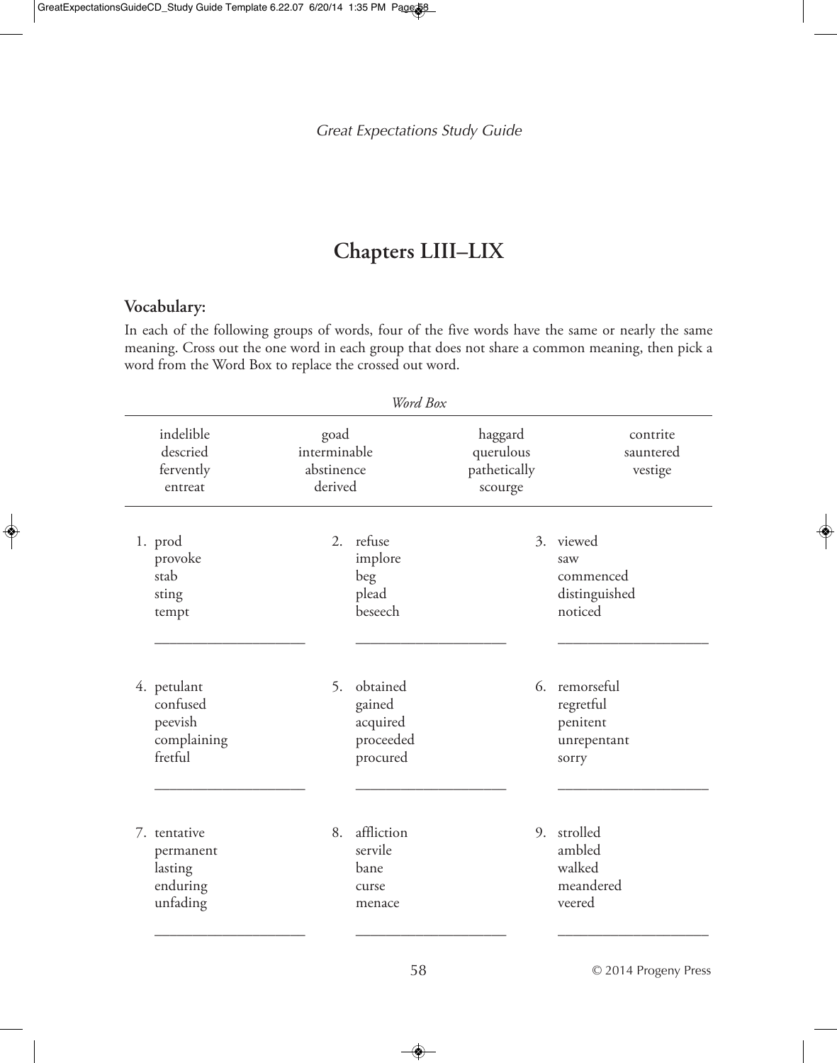# Chapters LIII–LIX

## Vocabulary:

In each of the following groups of words, four of the five words have the same or nearly the same meaning. Cross out the one word in each group that does not share a common meaning, then pick a word from the Word Box to replace the crossed out word.

*Word Box*

| | | | |
|---|---|---|---|
| indelible | goad | haggard | contrite |
| descried | interminable | querulous | sauntered |
| fervently | abstinence | pathetically | vestige |
| entreat | derived | scourge | |

1. prod
   provoke
   stab
   sting
   tempt

   ____________________

2. refuse
   implore
   beg
   plead
   beseech

   ____________________

3. viewed
   saw
   commenced
   distinguished
   noticed

   ____________________

4. petulant
   confused
   peevish
   complaining
   fretful

   ____________________

5. obtained
   gained
   acquired
   proceeded
   procured

   ____________________

6. remorseful
   regretful
   penitent
   unrepentant
   sorry

   ____________________

7. tentative
   permanent
   lasting
   enduring
   unfading

   ____________________

8. affliction
   servile
   bane
   curse
   menace

   ____________________

9. strolled
   ambled
   walked
   meandered
   veered

   ____________________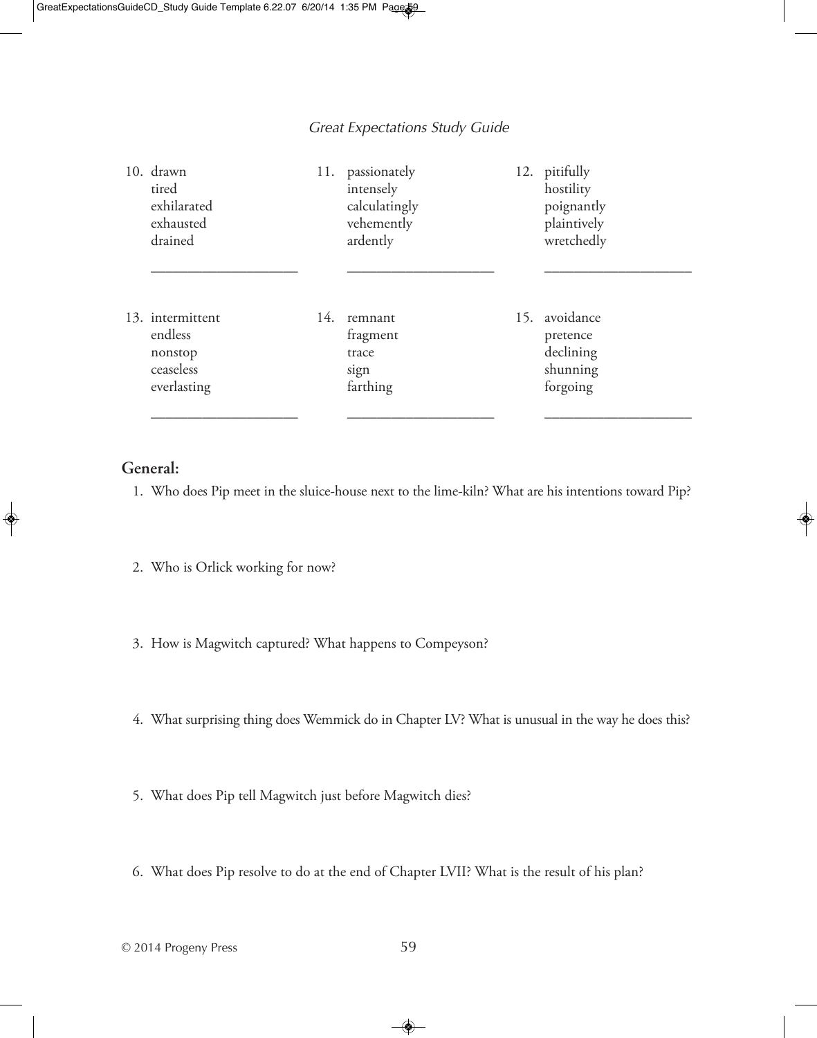10. drawn
    tired
    exhilarated
    exhausted
    drained

    ____________________

11. passionately
    intensely
    calculatingly
    vehemently
    ardently

    ____________________

12. pitifully
    hostility
    poignantly
    plaintively
    wretchedly

    ____________________

13. intermittent
    endless
    nonstop
    ceaseless
    everlasting

    ____________________

14. remnant
    fragment
    trace
    sign
    farthing

    ____________________

15. avoidance
    pretence
    declining
    shunning
    forgoing

    ____________________

## General:

1. Who does Pip meet in the sluice-house next to the lime-kiln? What are his intentions toward Pip?

2. Who is Orlick working for now?

3. How is Magwitch captured? What happens to Compeyson?

4. What surprising thing does Wemmick do in Chapter LV? What is unusual in the way he does this?

5. What does Pip tell Magwitch just before Magwitch dies?

6. What does Pip resolve to do at the end of Chapter LVII? What is the result of his plan?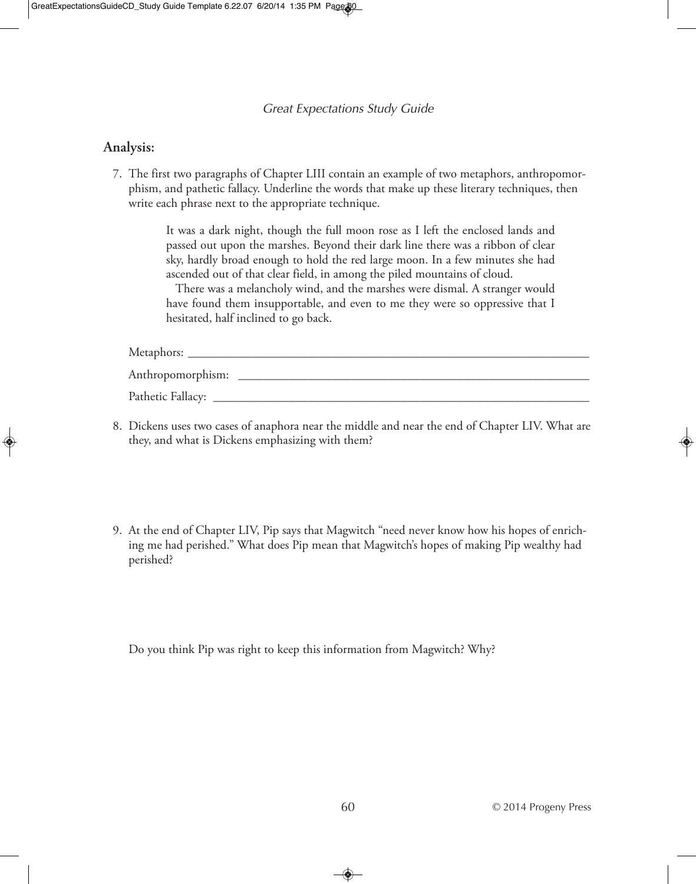## Analysis:

7. The first two paragraphs of Chapter LIII contain an example of two metaphors, anthropomorphism, and pathetic fallacy. Underline the words that make up these literary techniques, then write each phrase next to the appropriate technique.

   > It was a dark night, though the full moon rose as I left the enclosed lands and passed out upon the marshes. Beyond their dark line there was a ribbon of clear sky, hardly broad enough to hold the red large moon. In a few minutes she had ascended out of that clear field, in among the piled mountains of cloud.
   >
   > There was a melancholy wind, and the marshes were dismal. A stranger would have found them insupportable, and even to me they were so oppressive that I hesitated, half inclined to go back.

   Metaphors: ______________________________________________

   Anthropomorphism: ______________________________________________

   Pathetic Fallacy: ______________________________________________

8. Dickens uses two cases of anaphora near the middle and near the end of Chapter LIV. What are they, and what is Dickens emphasizing with them?

9. At the end of Chapter LIV, Pip says that Magwitch "need never know how his hopes of enriching me had perished." What does Pip mean that Magwitch's hopes of making Pip wealthy had perished?

   Do you think Pip was right to keep this information from Magwitch? Why?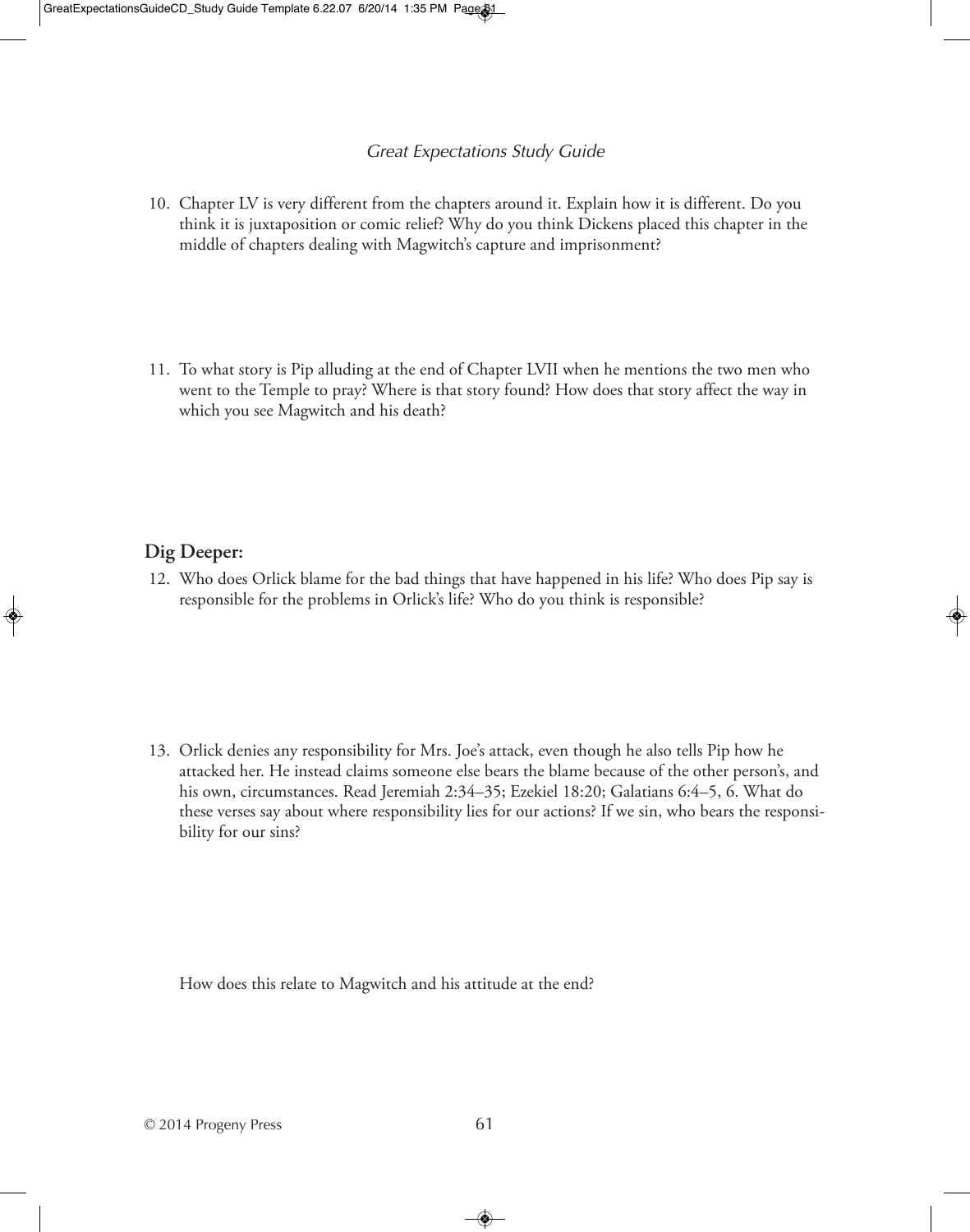10. Chapter LV is very different from the chapters around it. Explain how it is different. Do you think it is juxtaposition or comic relief? Why do you think Dickens placed this chapter in the middle of chapters dealing with Magwitch's capture and imprisonment?

11. To what story is Pip alluding at the end of Chapter LVII when he mentions the two men who went to the Temple to pray? Where is that story found? How does that story affect the way in which you see Magwitch and his death?

## Dig Deeper:

12. Who does Orlick blame for the bad things that have happened in his life? Who does Pip say is responsible for the problems in Orlick's life? Who do you think is responsible?

13. Orlick denies any responsibility for Mrs. Joe's attack, even though he also tells Pip how he attacked her. He instead claims someone else bears the blame because of the other person's, and his own, circumstances. Read Jeremiah 2:34–35; Ezekiel 18:20; Galatians 6:4–5, 6. What do these verses say about where responsibility lies for our actions? If we sin, who bears the responsibility for our sins?

    How does this relate to Magwitch and his attitude at the end?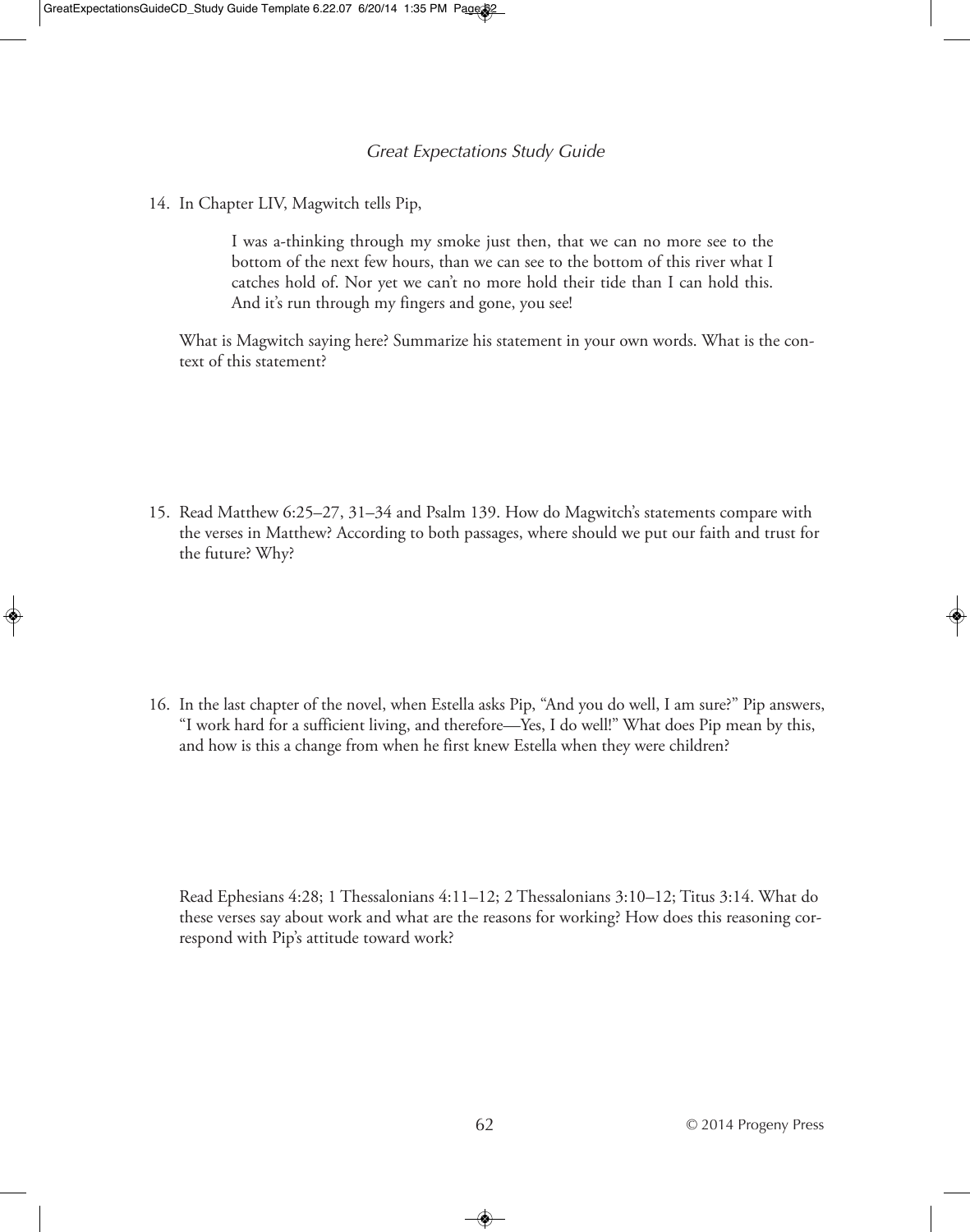14. In Chapter LIV, Magwitch tells Pip,

> I was a-thinking through my smoke just then, that we can no more see to the bottom of the next few hours, than we can see to the bottom of this river what I catches hold of. Nor yet we can't no more hold their tide than I can hold this. And it's run through my fingers and gone, you see!

What is Magwitch saying here? Summarize his statement in your own words. What is the context of this statement?

15. Read Matthew 6:25–27, 31–34 and Psalm 139. How do Magwitch's statements compare with the verses in Matthew? According to both passages, where should we put our faith and trust for the future? Why?

16. In the last chapter of the novel, when Estella asks Pip, "And you do well, I am sure?" Pip answers, "I work hard for a sufficient living, and therefore—Yes, I do well!" What does Pip mean by this, and how is this a change from when he first knew Estella when they were children?

Read Ephesians 4:28; 1 Thessalonians 4:11–12; 2 Thessalonians 3:10–12; Titus 3:14. What do these verses say about work and what are the reasons for working? How does this reasoning correspond with Pip's attitude toward work?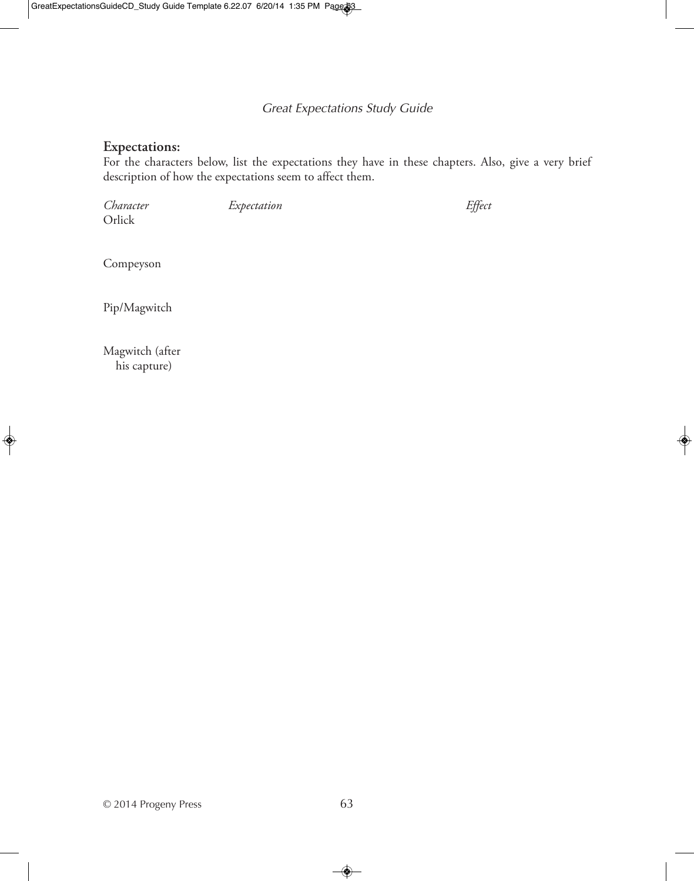**Expectations:**

For the characters below, list the expectations they have in these chapters. Also, give a very brief description of how the expectations seem to affect them.

| *Character* | *Expectation* | *Effect* |
| --- | --- | --- |
| Orlick | | |
| Compeyson | | |
| Pip/Magwitch | | |
| Magwitch (after his capture) | | |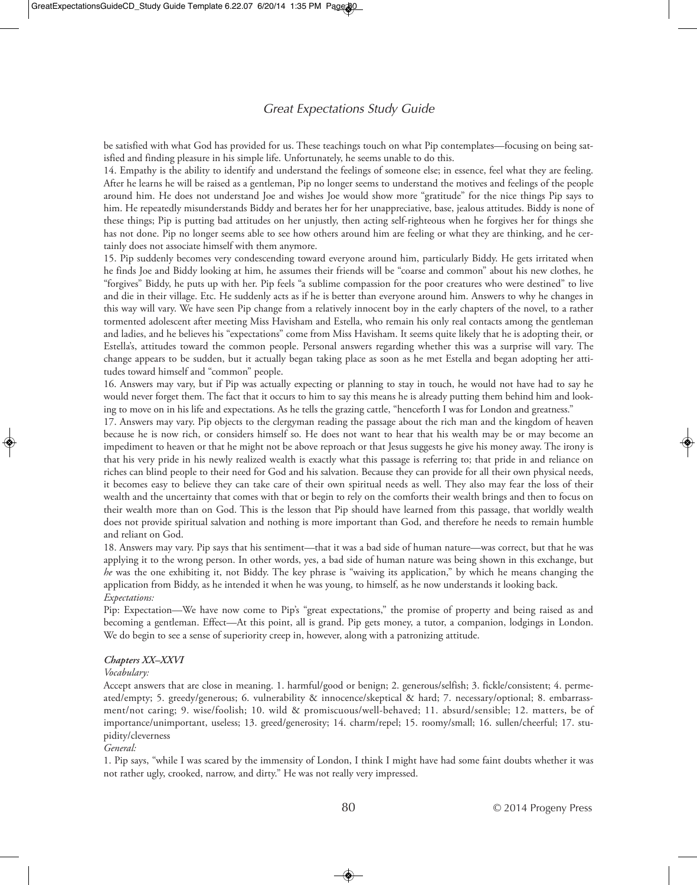be satisfied with what God has provided for us. These teachings touch on what Pip contemplates—focusing on being satisfied and finding pleasure in his simple life. Unfortunately, he seems unable to do this.

14. Empathy is the ability to identify and understand the feelings of someone else; in essence, feel what they are feeling. After he learns he will be raised as a gentleman, Pip no longer seems to understand the motives and feelings of the people around him. He does not understand Joe and wishes Joe would show more "gratitude" for the nice things Pip says to him. He repeatedly misunderstands Biddy and berates her for her unappreciative, base, jealous attitudes. Biddy is none of these things; Pip is putting bad attitudes on her unjustly, then acting self-righteous when he forgives her for things she has not done. Pip no longer seems able to see how others around him are feeling or what they are thinking, and he certainly does not associate himself with them anymore.

15. Pip suddenly becomes very condescending toward everyone around him, particularly Biddy. He gets irritated when he finds Joe and Biddy looking at him, he assumes their friends will be "coarse and common" about his new clothes, he "forgives" Biddy, he puts up with her. Pip feels "a sublime compassion for the poor creatures who were destined" to live and die in their village. Etc. He suddenly acts as if he is better than everyone around him. Answers to why he changes in this way will vary. We have seen Pip change from a relatively innocent boy in the early chapters of the novel, to a rather tormented adolescent after meeting Miss Havisham and Estella, who remain his only real contacts among the gentleman and ladies, and he believes his "expectations" come from Miss Havisham. It seems quite likely that he is adopting their, or Estella's, attitudes toward the common people. Personal answers regarding whether this was a surprise will vary. The change appears to be sudden, but it actually began taking place as soon as he met Estella and began adopting her attitudes toward himself and "common" people.

16. Answers may vary, but if Pip was actually expecting or planning to stay in touch, he would not have had to say he would never forget them. The fact that it occurs to him to say this means he is already putting them behind him and looking to move on in his life and expectations. As he tells the grazing cattle, "henceforth I was for London and greatness."

17. Answers may vary. Pip objects to the clergyman reading the passage about the rich man and the kingdom of heaven because he is now rich, or considers himself so. He does not want to hear that his wealth may be or may become an impediment to heaven or that he might not be above reproach or that Jesus suggests he give his money away. The irony is that his very pride in his newly realized wealth is exactly what this passage is referring to; that pride in and reliance on riches can blind people to their need for God and his salvation. Because they can provide for all their own physical needs, it becomes easy to believe they can take care of their own spiritual needs as well. They also may fear the loss of their wealth and the uncertainty that comes with that or begin to rely on the comforts their wealth brings and then to focus on their wealth more than on God. This is the lesson that Pip should have learned from this passage, that worldly wealth does not provide spiritual salvation and nothing is more important than God, and therefore he needs to remain humble and reliant on God.

18. Answers may vary. Pip says that his sentiment—that it was a bad side of human nature—was correct, but that he was applying it to the wrong person. In other words, yes, a bad side of human nature was being shown in this exchange, but *he* was the one exhibiting it, not Biddy. The key phrase is "waiving its application," by which he means changing the application from Biddy, as he intended it when he was young, to himself, as he now understands it looking back.

*Expectations:*

Pip: Expectation—We have now come to Pip's "great expectations," the promise of property and being raised as and becoming a gentleman. Effect—At this point, all is grand. Pip gets money, a tutor, a companion, lodgings in London. We do begin to see a sense of superiority creep in, however, along with a patronizing attitude.

***Chapters XX–XXVI***

*Vocabulary:*

Accept answers that are close in meaning. 1. harmful/good or benign; 2. generous/selfish; 3. fickle/consistent; 4. permeated/empty; 5. greedy/generous; 6. vulnerability & innocence/skeptical & hard; 7. necessary/optional; 8. embarrassment/not caring; 9. wise/foolish; 10. wild & promiscuous/well-behaved; 11. absurd/sensible; 12. matters, be of importance/unimportant, useless; 13. greed/generosity; 14. charm/repel; 15. roomy/small; 16. sullen/cheerful; 17. stupidity/cleverness

*General:*

1. Pip says, "while I was scared by the immensity of London, I think I might have had some faint doubts whether it was not rather ugly, crooked, narrow, and dirty." He was not really very impressed.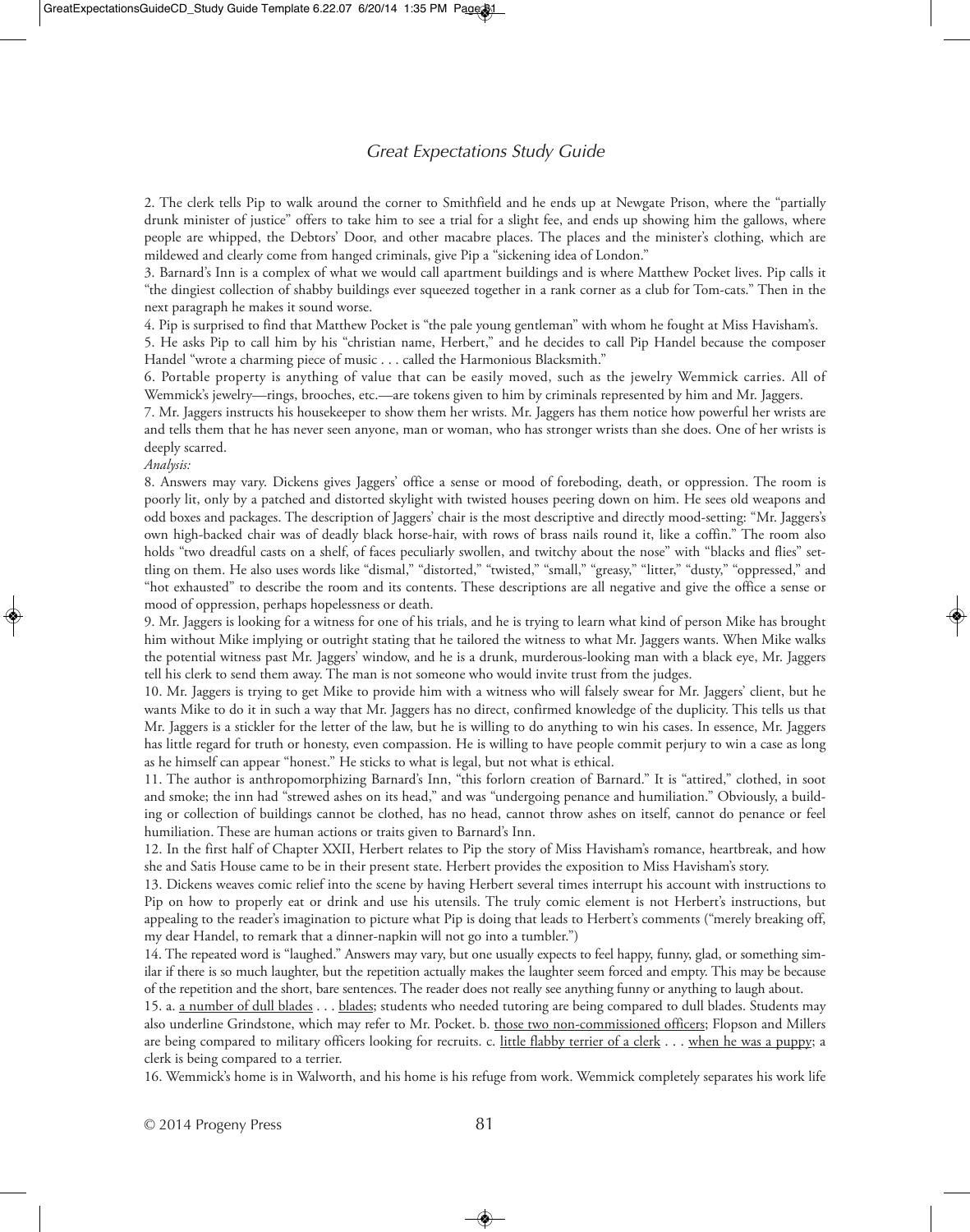2. The clerk tells Pip to walk around the corner to Smithfield and he ends up at Newgate Prison, where the "partially drunk minister of justice" offers to take him to see a trial for a slight fee, and ends up showing him the gallows, where people are whipped, the Debtors' Door, and other macabre places. The places and the minister's clothing, which are mildewed and clearly come from hanged criminals, give Pip a "sickening idea of London."

3. Barnard's Inn is a complex of what we would call apartment buildings and is where Matthew Pocket lives. Pip calls it "the dingiest collection of shabby buildings ever squeezed together in a rank corner as a club for Tom-cats." Then in the next paragraph he makes it sound worse.

4. Pip is surprised to find that Matthew Pocket is "the pale young gentleman" with whom he fought at Miss Havisham's.

5. He asks Pip to call him by his "christian name, Herbert," and he decides to call Pip Handel because the composer Handel "wrote a charming piece of music . . . called the Harmonious Blacksmith."

6. Portable property is anything of value that can be easily moved, such as the jewelry Wemmick carries. All of Wemmick's jewelry—rings, brooches, etc.—are tokens given to him by criminals represented by him and Mr. Jaggers.

7. Mr. Jaggers instructs his housekeeper to show them her wrists. Mr. Jaggers has them notice how powerful her wrists are and tells them that he has never seen anyone, man or woman, who has stronger wrists than she does. One of her wrists is deeply scarred.

*Analysis:*

8. Answers may vary. Dickens gives Jaggers' office a sense or mood of foreboding, death, or oppression. The room is poorly lit, only by a patched and distorted skylight with twisted houses peering down on him. He sees old weapons and odd boxes and packages. The description of Jaggers' chair is the most descriptive and directly mood-setting: "Mr. Jaggers's own high-backed chair was of deadly black horse-hair, with rows of brass nails round it, like a coffin." The room also holds "two dreadful casts on a shelf, of faces peculiarly swollen, and twitchy about the nose" with "blacks and flies" settling on them. He also uses words like "dismal," "distorted," "twisted," "small," "greasy," "litter," "dusty," "oppressed," and "hot exhausted" to describe the room and its contents. These descriptions are all negative and give the office a sense or mood of oppression, perhaps hopelessness or death.

9. Mr. Jaggers is looking for a witness for one of his trials, and he is trying to learn what kind of person Mike has brought him without Mike implying or outright stating that he tailored the witness to what Mr. Jaggers wants. When Mike walks the potential witness past Mr. Jaggers' window, and he is a drunk, murderous-looking man with a black eye, Mr. Jaggers tell his clerk to send them away. The man is not someone who would invite trust from the judges.

10. Mr. Jaggers is trying to get Mike to provide him with a witness who will falsely swear for Mr. Jaggers' client, but he wants Mike to do it in such a way that Mr. Jaggers has no direct, confirmed knowledge of the duplicity. This tells us that Mr. Jaggers is a stickler for the letter of the law, but he is willing to do anything to win his cases. In essence, Mr. Jaggers has little regard for truth or honesty, even compassion. He is willing to have people commit perjury to win a case as long as he himself can appear "honest." He sticks to what is legal, but not what is ethical.

11. The author is anthropomorphizing Barnard's Inn, "this forlorn creation of Barnard." It is "attired," clothed, in soot and smoke; the inn had "strewed ashes on its head," and was "undergoing penance and humiliation." Obviously, a building or collection of buildings cannot be clothed, has no head, cannot throw ashes on itself, cannot do penance or feel humiliation. These are human actions or traits given to Barnard's Inn.

12. In the first half of Chapter XXII, Herbert relates to Pip the story of Miss Havisham's romance, heartbreak, and how she and Satis House came to be in their present state. Herbert provides the exposition to Miss Havisham's story.

13. Dickens weaves comic relief into the scene by having Herbert several times interrupt his account with instructions to Pip on how to properly eat or drink and use his utensils. The truly comic element is not Herbert's instructions, but appealing to the reader's imagination to picture what Pip is doing that leads to Herbert's comments ("merely breaking off, my dear Handel, to remark that a dinner-napkin will not go into a tumbler.")

14. The repeated word is "laughed." Answers may vary, but one usually expects to feel happy, funny, glad, or something similar if there is so much laughter, but the repetition actually makes the laughter seem forced and empty. This may be because of the repetition and the short, bare sentences. The reader does not really see anything funny or anything to laugh about.

15. a. <u>a number of dull blades</u> . . . <u>blades</u>; students who needed tutoring are being compared to dull blades. Students may also underline Grindstone, which may refer to Mr. Pocket. b. <u>those two non-commissioned officers</u>; Flopson and Millers are being compared to military officers looking for recruits. c. <u>little flabby terrier of a clerk</u> . . . <u>when he was a puppy</u>; a clerk is being compared to a terrier.

16. Wemmick's home is in Walworth, and his home is his refuge from work. Wemmick completely separates his work life